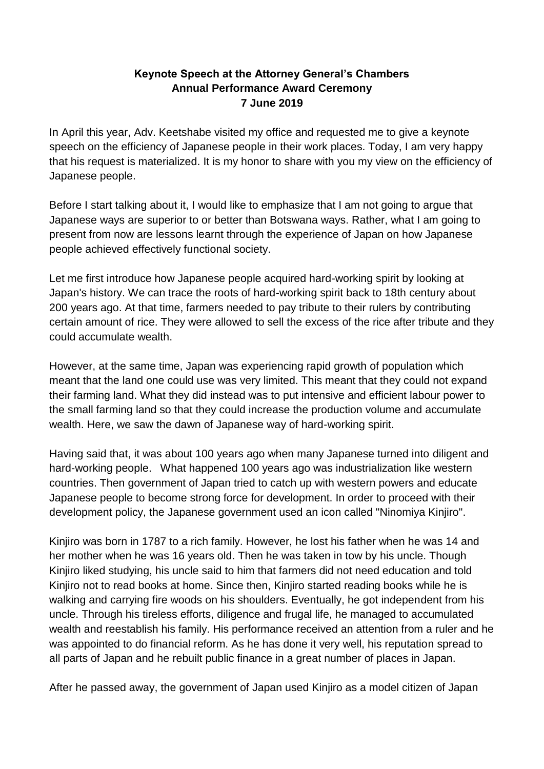**Keynote Speech at the Attorney General's Chambers**
**Annual Performance Award Ceremony**
**7 June 2019**

In April this year, Adv. Keetshabe visited my office and requested me to give a keynote speech on the efficiency of Japanese people in their work places. Today, I am very happy that his request is materialized. It is my honor to share with you my view on the efficiency of Japanese people.

Before I start talking about it, I would like to emphasize that I am not going to argue that Japanese ways are superior to or better than Botswana ways. Rather, what I am going to present from now are lessons learnt through the experience of Japan on how Japanese people achieved effectively functional society.

Let me first introduce how Japanese people acquired hard-working spirit by looking at Japan's history. We can trace the roots of hard-working spirit back to 18th century about 200 years ago. At that time, farmers needed to pay tribute to their rulers by contributing certain amount of rice. They were allowed to sell the excess of the rice after tribute and they could accumulate wealth.

However, at the same time, Japan was experiencing rapid growth of population which meant that the land one could use was very limited. This meant that they could not expand their farming land. What they did instead was to put intensive and efficient labour power to the small farming land so that they could increase the production volume and accumulate wealth. Here, we saw the dawn of Japanese way of hard-working spirit.

Having said that, it was about 100 years ago when many Japanese turned into diligent and hard-working people. What happened 100 years ago was industrialization like western countries. Then government of Japan tried to catch up with western powers and educate Japanese people to become strong force for development. In order to proceed with their development policy, the Japanese government used an icon called "Ninomiya Kinjiro".

Kinjiro was born in 1787 to a rich family. However, he lost his father when he was 14 and her mother when he was 16 years old. Then he was taken in tow by his uncle. Though Kinjiro liked studying, his uncle said to him that farmers did not need education and told Kinjiro not to read books at home. Since then, Kinjiro started reading books while he is walking and carrying fire woods on his shoulders. Eventually, he got independent from his uncle. Through his tireless efforts, diligence and frugal life, he managed to accumulated wealth and reestablish his family. His performance received an attention from a ruler and he was appointed to do financial reform. As he has done it very well, his reputation spread to all parts of Japan and he rebuilt public finance in a great number of places in Japan.

After he passed away, the government of Japan used Kinjiro as a model citizen of Japan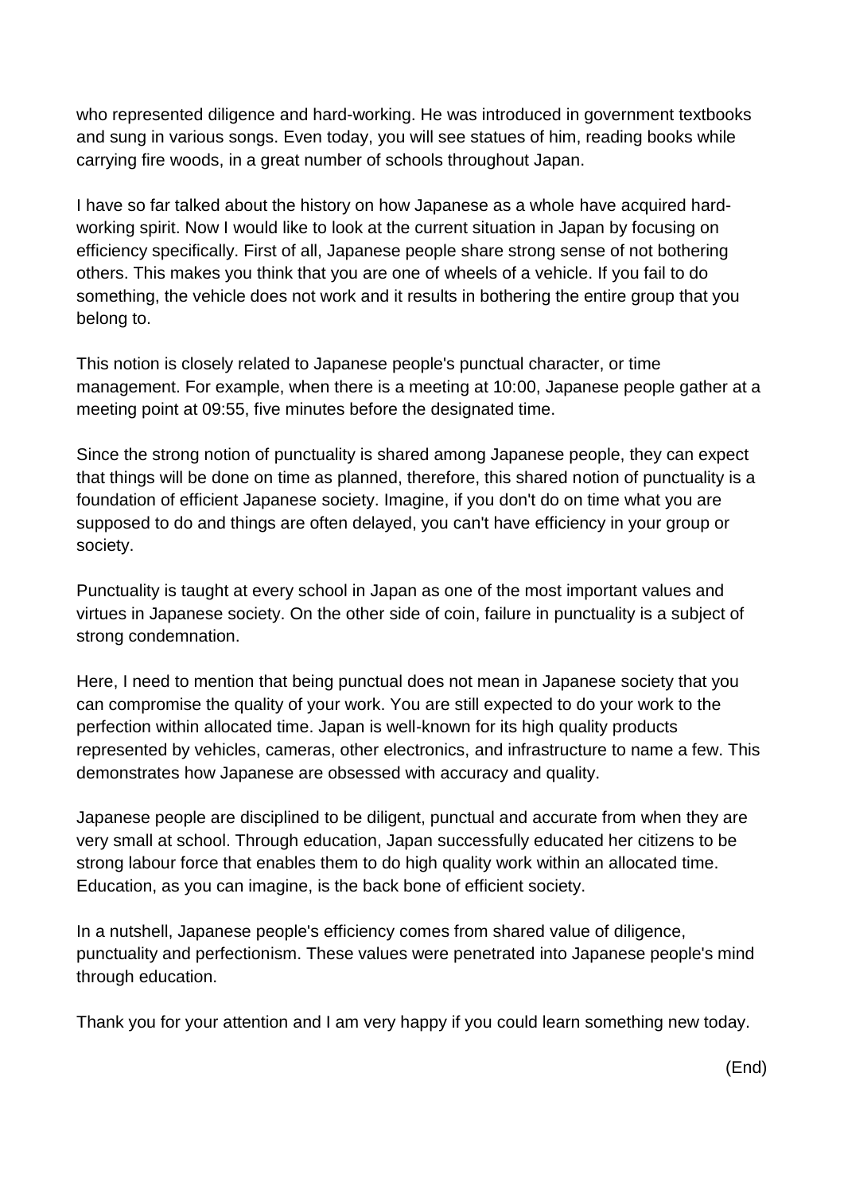who represented diligence and hard-working. He was introduced in government textbooks and sung in various songs. Even today, you will see statues of him, reading books while carrying fire woods, in a great number of schools throughout Japan.

I have so far talked about the history on how Japanese as a whole have acquired hard-working spirit. Now I would like to look at the current situation in Japan by focusing on efficiency specifically. First of all, Japanese people share strong sense of not bothering others. This makes you think that you are one of wheels of a vehicle. If you fail to do something, the vehicle does not work and it results in bothering the entire group that you belong to.

This notion is closely related to Japanese people's punctual character, or time management. For example, when there is a meeting at 10:00, Japanese people gather at a meeting point at 09:55, five minutes before the designated time.

Since the strong notion of punctuality is shared among Japanese people, they can expect that things will be done on time as planned, therefore, this shared notion of punctuality is a foundation of efficient Japanese society. Imagine, if you don't do on time what you are supposed to do and things are often delayed, you can't have efficiency in your group or society.

Punctuality is taught at every school in Japan as one of the most important values and virtues in Japanese society. On the other side of coin, failure in punctuality is a subject of strong condemnation.

Here, I need to mention that being punctual does not mean in Japanese society that you can compromise the quality of your work. You are still expected to do your work to the perfection within allocated time. Japan is well-known for its high quality products represented by vehicles, cameras, other electronics, and infrastructure to name a few. This demonstrates how Japanese are obsessed with accuracy and quality.

Japanese people are disciplined to be diligent, punctual and accurate from when they are very small at school. Through education, Japan successfully educated her citizens to be strong labour force that enables them to do high quality work within an allocated time. Education, as you can imagine, is the back bone of efficient society.

In a nutshell, Japanese people's efficiency comes from shared value of diligence, punctuality and perfectionism. These values were penetrated into Japanese people's mind through education.

Thank you for your attention and I am very happy if you could learn something new today.

(End)